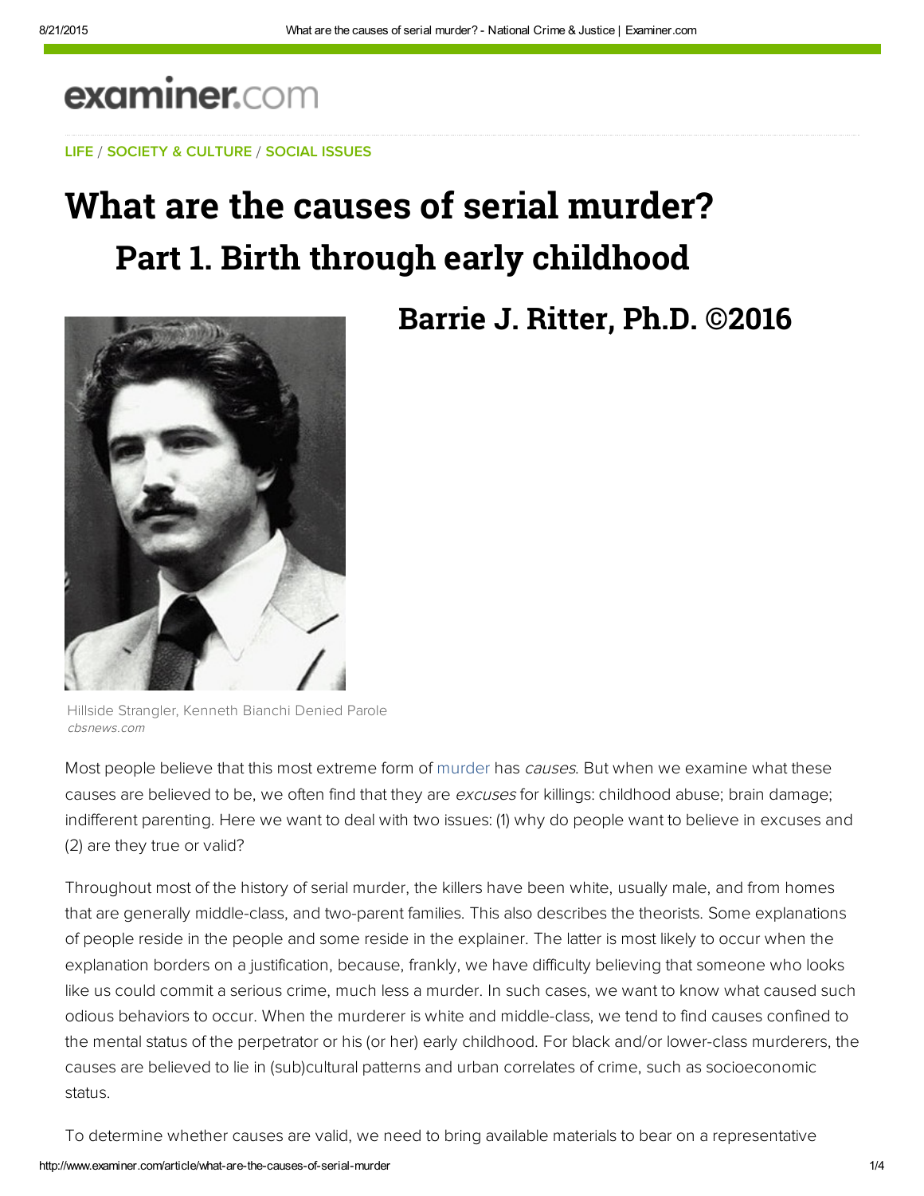LIFE / SOCIETY & CULTURE / SOCIAL ISSUES

# What are the causes of serial murder?

## Part 1. Birth through early childhood

## Barrie J. Ritter, Ph.D. ©2016

Hillside Strangler, Kenneth Bianchi Denied Parole
*cbsnews.com*

Most people believe that this most extreme form of murder has *causes*. But when we examine what these causes are believed to be, we often find that they are *excuses* for killings: childhood abuse; brain damage; indifferent parenting. Here we want to deal with two issues: (1) why do people want to believe in excuses and (2) are they true or valid?

Throughout most of the history of serial murder, the killers have been white, usually male, and from homes that are generally middle-class, and two-parent families. This also describes the theorists. Some explanations of people reside in the people and some reside in the explainer. The latter is most likely to occur when the explanation borders on a justification, because, frankly, we have difficulty believing that someone who looks like us could commit a serious crime, much less a murder. In such cases, we want to know what caused such odious behaviors to occur. When the murderer is white and middle-class, we tend to find causes confined to the mental status of the perpetrator or his (or her) early childhood. For black and/or lower-class murderers, the causes are believed to lie in (sub)cultural patterns and urban correlates of crime, such as socioeconomic status.

To determine whether causes are valid, we need to bring available materials to bear on a representative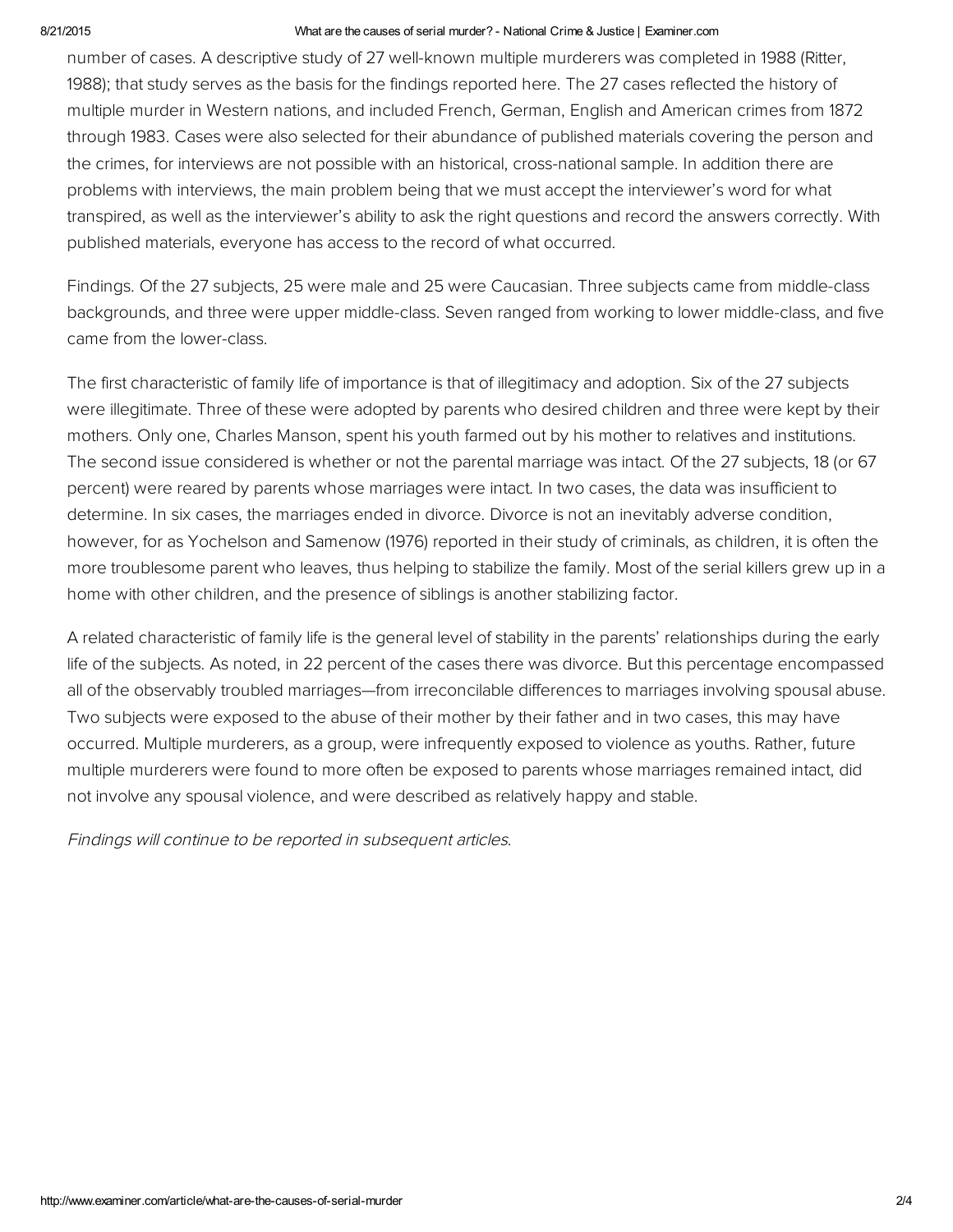number of cases. A descriptive study of 27 well-known multiple murderers was completed in 1988 (Ritter, 1988); that study serves as the basis for the findings reported here. The 27 cases reflected the history of multiple murder in Western nations, and included French, German, English and American crimes from 1872 through 1983. Cases were also selected for their abundance of published materials covering the person and the crimes, for interviews are not possible with an historical, cross-national sample. In addition there are problems with interviews, the main problem being that we must accept the interviewer's word for what transpired, as well as the interviewer's ability to ask the right questions and record the answers correctly. With published materials, everyone has access to the record of what occurred.

Findings. Of the 27 subjects, 25 were male and 25 were Caucasian. Three subjects came from middle-class backgrounds, and three were upper middle-class. Seven ranged from working to lower middle-class, and five came from the lower-class.

The first characteristic of family life of importance is that of illegitimacy and adoption. Six of the 27 subjects were illegitimate. Three of these were adopted by parents who desired children and three were kept by their mothers. Only one, Charles Manson, spent his youth farmed out by his mother to relatives and institutions. The second issue considered is whether or not the parental marriage was intact. Of the 27 subjects, 18 (or 67 percent) were reared by parents whose marriages were intact. In two cases, the data was insufficient to determine. In six cases, the marriages ended in divorce. Divorce is not an inevitably adverse condition, however, for as Yochelson and Samenow (1976) reported in their study of criminals, as children, it is often the more troublesome parent who leaves, thus helping to stabilize the family. Most of the serial killers grew up in a home with other children, and the presence of siblings is another stabilizing factor.

A related characteristic of family life is the general level of stability in the parents' relationships during the early life of the subjects. As noted, in 22 percent of the cases there was divorce. But this percentage encompassed all of the observably troubled marriages—from irreconcilable differences to marriages involving spousal abuse. Two subjects were exposed to the abuse of their mother by their father and in two cases, this may have occurred. Multiple murderers, as a group, were infrequently exposed to violence as youths. Rather, future multiple murderers were found to more often be exposed to parents whose marriages remained intact, did not involve any spousal violence, and were described as relatively happy and stable.

*Findings will continue to be reported in subsequent articles.*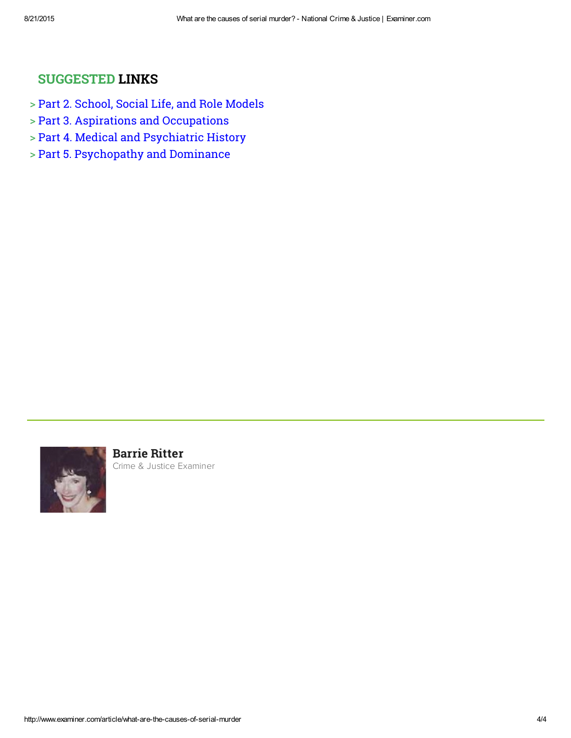## SUGGESTED LINKS

- > Part 2. School, Social Life, and Role Models
- > Part 3. Aspirations and Occupations
- > Part 4. Medical and Psychiatric History
- > Part 5. Psychopathy and Dominance

---

**Barrie Ritter**
Crime & Justice Examiner